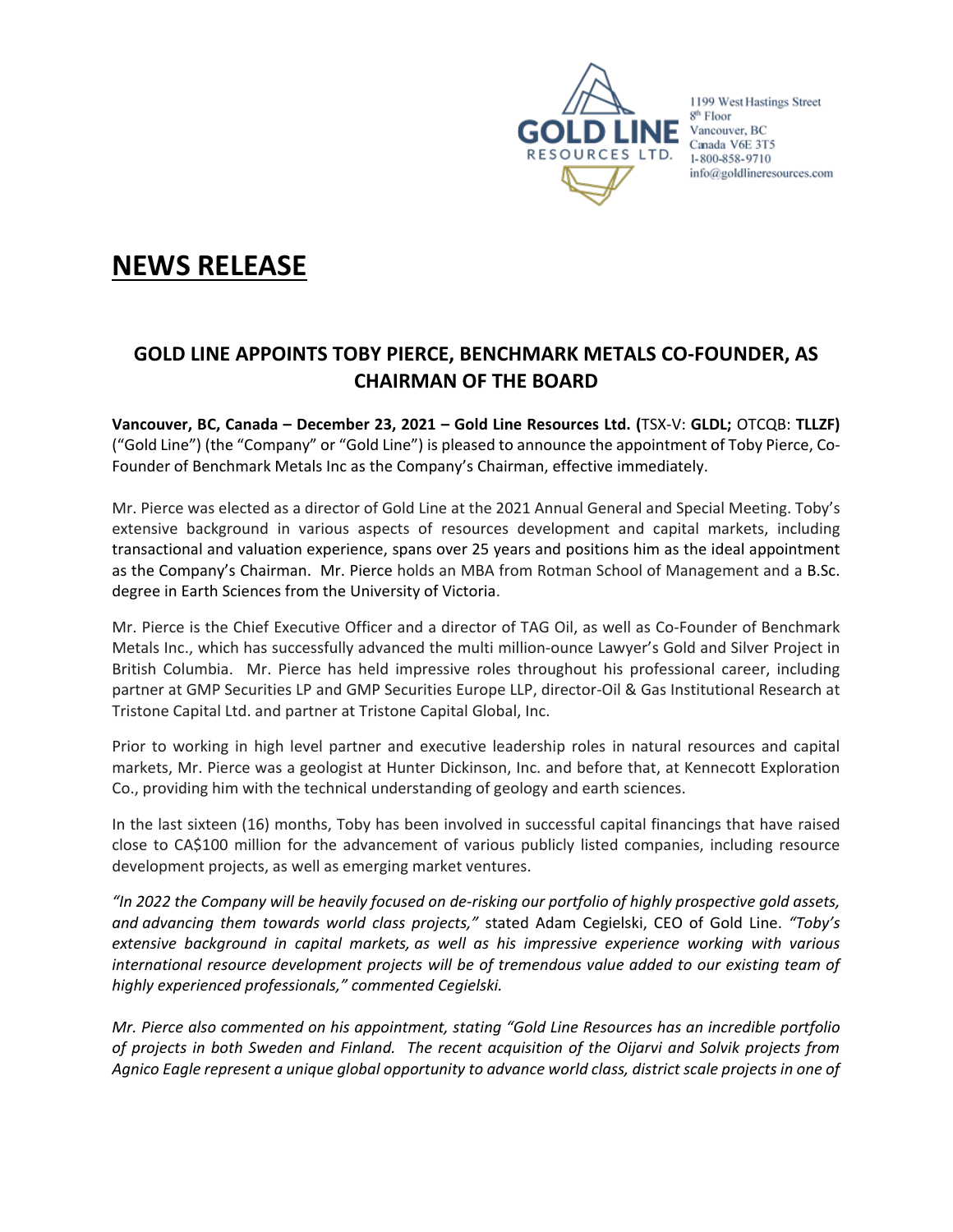GOLD LINE RESOURCES LTD.

1199 West Hastings Street
8th Floor
Vancouver, BC
Canada V6E 3T5
1-800-858-9710
info@goldlineresources.com

# NEWS RELEASE

## GOLD LINE APPOINTS TOBY PIERCE, BENCHMARK METALS CO-FOUNDER, AS CHAIRMAN OF THE BOARD

**Vancouver, BC, Canada – December 23, 2021 – Gold Line Resources Ltd. (**TSX-V: **GLDL;** OTCQB: **TLLZF)** ("Gold Line") (the "Company" or "Gold Line") is pleased to announce the appointment of Toby Pierce, Co-Founder of Benchmark Metals Inc as the Company's Chairman, effective immediately.

Mr. Pierce was elected as a director of Gold Line at the 2021 Annual General and Special Meeting. Toby's extensive background in various aspects of resources development and capital markets, including transactional and valuation experience, spans over 25 years and positions him as the ideal appointment as the Company's Chairman. Mr. Pierce holds an MBA from Rotman School of Management and a B.Sc. degree in Earth Sciences from the University of Victoria.

Mr. Pierce is the Chief Executive Officer and a director of TAG Oil, as well as Co-Founder of Benchmark Metals Inc., which has successfully advanced the multi million-ounce Lawyer's Gold and Silver Project in British Columbia. Mr. Pierce has held impressive roles throughout his professional career, including partner at GMP Securities LP and GMP Securities Europe LLP, director-Oil & Gas Institutional Research at Tristone Capital Ltd. and partner at Tristone Capital Global, Inc.

Prior to working in high level partner and executive leadership roles in natural resources and capital markets, Mr. Pierce was a geologist at Hunter Dickinson, Inc. and before that, at Kennecott Exploration Co., providing him with the technical understanding of geology and earth sciences.

In the last sixteen (16) months, Toby has been involved in successful capital financings that have raised close to CA$100 million for the advancement of various publicly listed companies, including resource development projects, as well as emerging market ventures.

*"In 2022 the Company will be heavily focused on de-risking our portfolio of highly prospective gold assets, and advancing them towards world class projects,"* stated Adam Cegielski, CEO of Gold Line. *"Toby's extensive background in capital markets, as well as his impressive experience working with various international resource development projects will be of tremendous value added to our existing team of highly experienced professionals," commented Cegielski.*

*Mr. Pierce also commented on his appointment, stating "Gold Line Resources has an incredible portfolio of projects in both Sweden and Finland. The recent acquisition of the Oijarvi and Solvik projects from Agnico Eagle represent a unique global opportunity to advance world class, district scale projects in one of*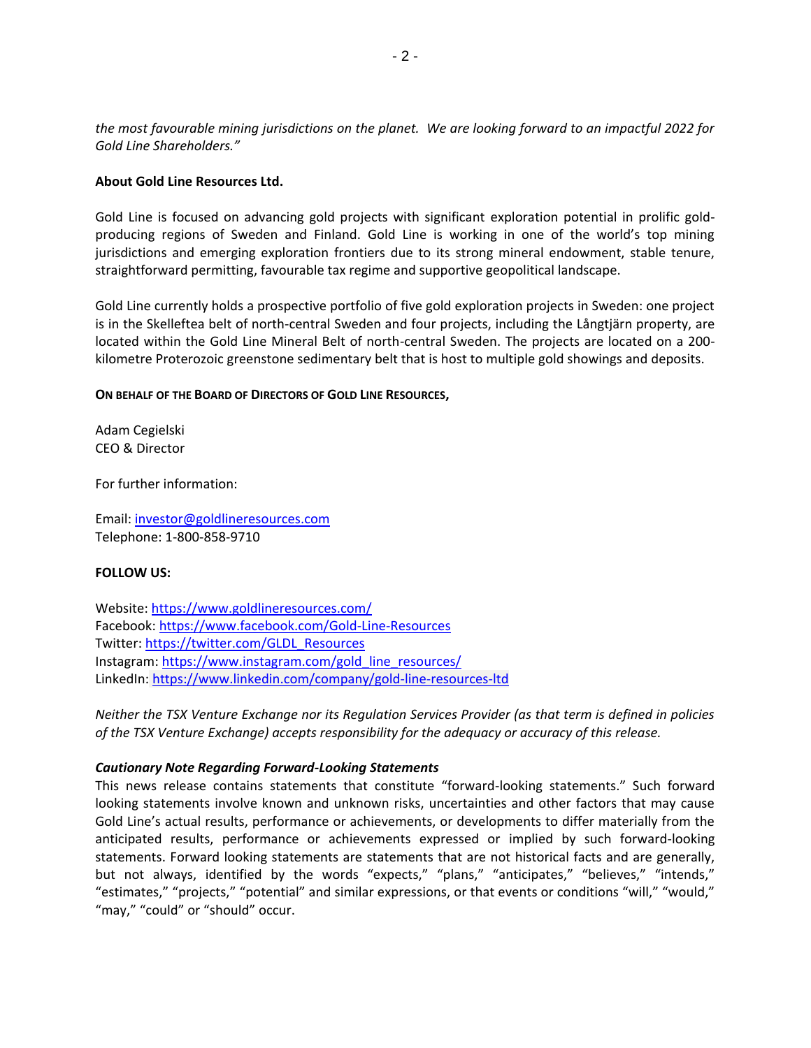*the most favourable mining jurisdictions on the planet. We are looking forward to an impactful 2022 for Gold Line Shareholders."*

**About Gold Line Resources Ltd.**

Gold Line is focused on advancing gold projects with significant exploration potential in prolific gold-producing regions of Sweden and Finland. Gold Line is working in one of the world's top mining jurisdictions and emerging exploration frontiers due to its strong mineral endowment, stable tenure, straightforward permitting, favourable tax regime and supportive geopolitical landscape.

Gold Line currently holds a prospective portfolio of five gold exploration projects in Sweden: one project is in the Skelleftea belt of north-central Sweden and four projects, including the Långtjärn property, are located within the Gold Line Mineral Belt of north-central Sweden. The projects are located on a 200-kilometre Proterozoic greenstone sedimentary belt that is host to multiple gold showings and deposits.

**ON BEHALF OF THE BOARD OF DIRECTORS OF GOLD LINE RESOURCES,**

Adam Cegielski
CEO & Director

For further information:

Email: investor@goldlineresources.com
Telephone: 1-800-858-9710

**FOLLOW US:**

Website: https://www.goldlineresources.com/
Facebook: https://www.facebook.com/Gold-Line-Resources
Twitter: https://twitter.com/GLDL_Resources
Instagram: https://www.instagram.com/gold_line_resources/
LinkedIn: https://www.linkedin.com/company/gold-line-resources-ltd

*Neither the TSX Venture Exchange nor its Regulation Services Provider (as that term is defined in policies of the TSX Venture Exchange) accepts responsibility for the adequacy or accuracy of this release.*

***Cautionary Note Regarding Forward-Looking Statements***

This news release contains statements that constitute "forward-looking statements." Such forward looking statements involve known and unknown risks, uncertainties and other factors that may cause Gold Line's actual results, performance or achievements, or developments to differ materially from the anticipated results, performance or achievements expressed or implied by such forward-looking statements. Forward looking statements are statements that are not historical facts and are generally, but not always, identified by the words "expects," "plans," "anticipates," "believes," "intends," "estimates," "projects," "potential" and similar expressions, or that events or conditions "will," "would," "may," "could" or "should" occur.